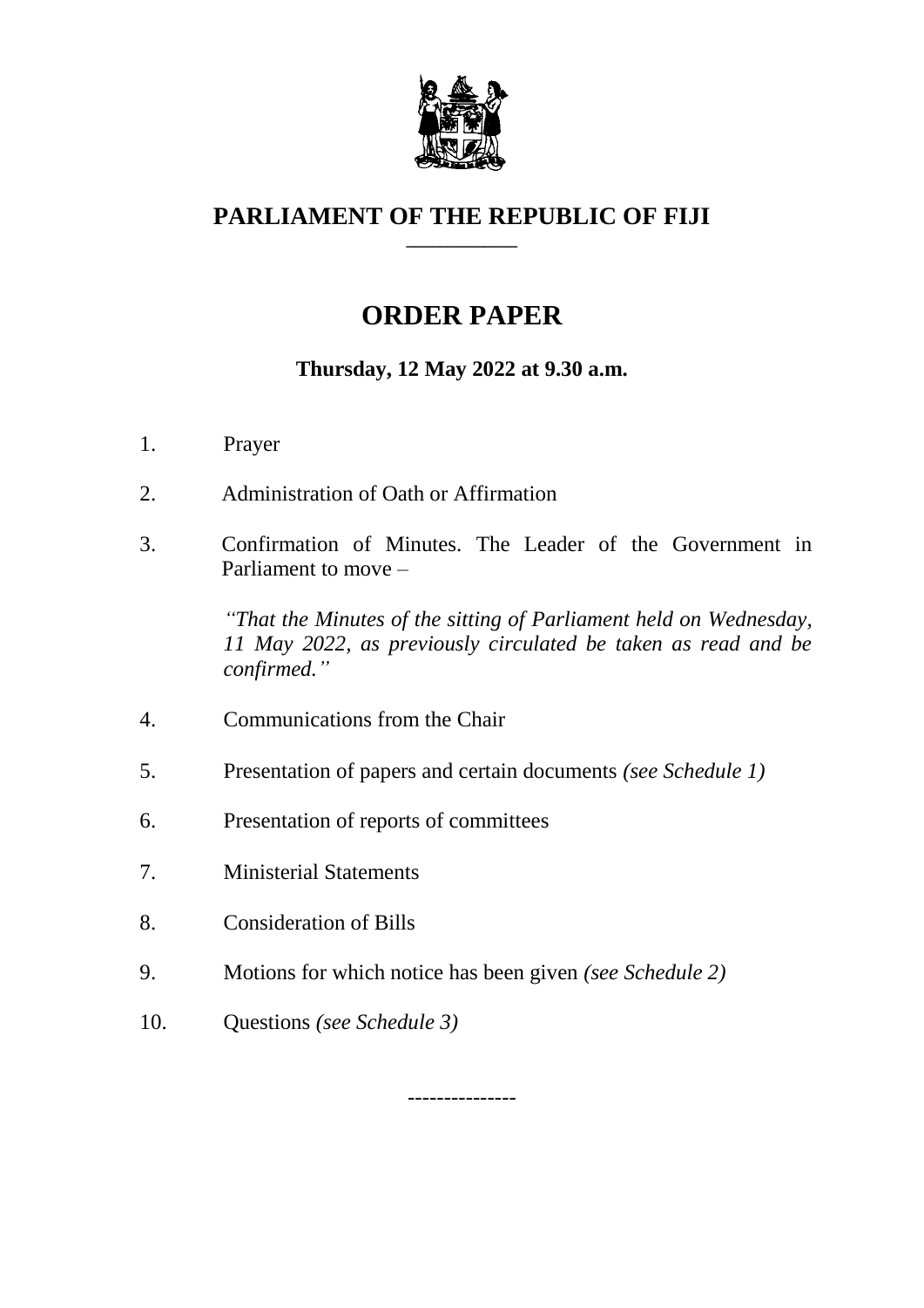# PARLIAMENT OF THE REPUBLIC OF FIJI

## ORDER PAPER

**Thursday, 12 May 2022 at 9.30 a.m.**

1. Prayer

2. Administration of Oath or Affirmation

3. Confirmation of Minutes. The Leader of the Government in Parliament to move –

   *"That the Minutes of the sitting of Parliament held on Wednesday, 11 May 2022, as previously circulated be taken as read and be confirmed."*

4. Communications from the Chair

5. Presentation of papers and certain documents *(see Schedule 1)*

6. Presentation of reports of committees

7. Ministerial Statements

8. Consideration of Bills

9. Motions for which notice has been given *(see Schedule 2)*

10. Questions *(see Schedule 3)*

---------------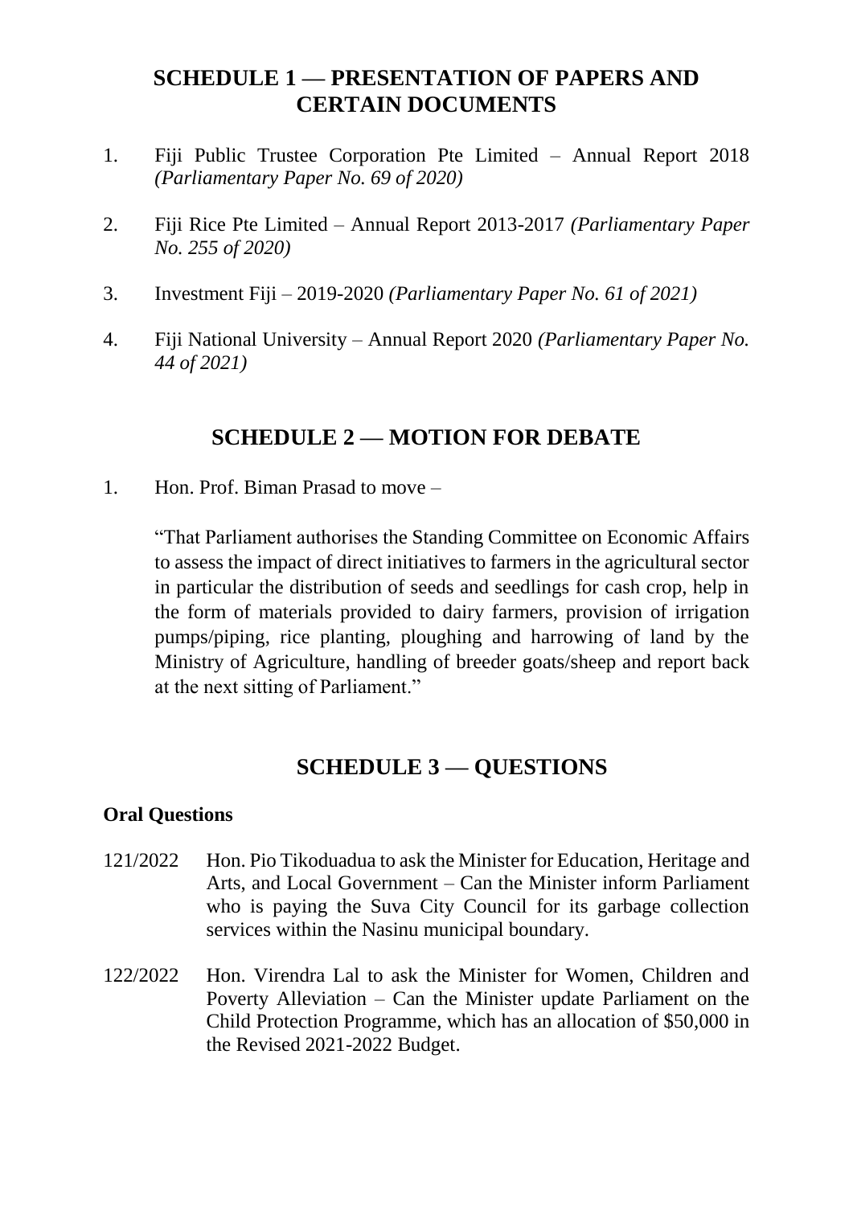## SCHEDULE 1 — PRESENTATION OF PAPERS AND CERTAIN DOCUMENTS

1. Fiji Public Trustee Corporation Pte Limited – Annual Report 2018 *(Parliamentary Paper No. 69 of 2020)*

2. Fiji Rice Pte Limited – Annual Report 2013-2017 *(Parliamentary Paper No. 255 of 2020)*

3. Investment Fiji – 2019-2020 *(Parliamentary Paper No. 61 of 2021)*

4. Fiji National University – Annual Report 2020 *(Parliamentary Paper No. 44 of 2021)*

## SCHEDULE 2 — MOTION FOR DEBATE

1. Hon. Prof. Biman Prasad to move –

   "That Parliament authorises the Standing Committee on Economic Affairs to assess the impact of direct initiatives to farmers in the agricultural sector in particular the distribution of seeds and seedlings for cash crop, help in the form of materials provided to dairy farmers, provision of irrigation pumps/piping, rice planting, ploughing and harrowing of land by the Ministry of Agriculture, handling of breeder goats/sheep and report back at the next sitting of Parliament."

## SCHEDULE 3 — QUESTIONS

**Oral Questions**

121/2022 Hon. Pio Tikoduadua to ask the Minister for Education, Heritage and Arts, and Local Government – Can the Minister inform Parliament who is paying the Suva City Council for its garbage collection services within the Nasinu municipal boundary.

122/2022 Hon. Virendra Lal to ask the Minister for Women, Children and Poverty Alleviation – Can the Minister update Parliament on the Child Protection Programme, which has an allocation of $50,000 in the Revised 2021-2022 Budget.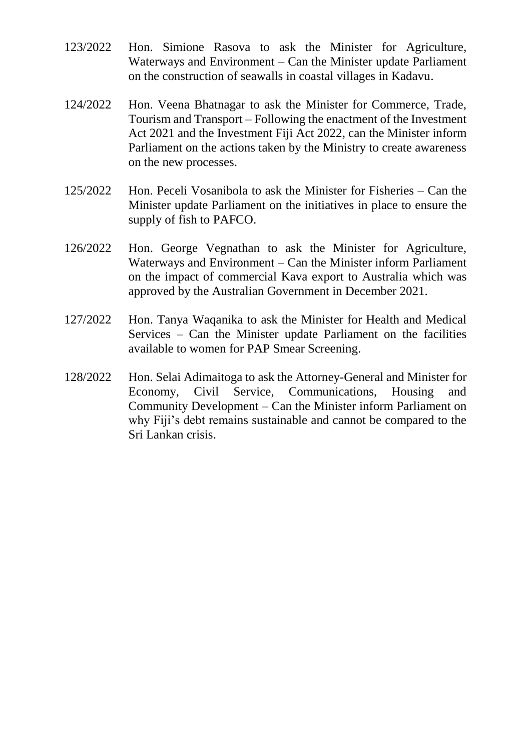123/2022 Hon. Simione Rasova to ask the Minister for Agriculture, Waterways and Environment – Can the Minister update Parliament on the construction of seawalls in coastal villages in Kadavu.

124/2022 Hon. Veena Bhatnagar to ask the Minister for Commerce, Trade, Tourism and Transport – Following the enactment of the Investment Act 2021 and the Investment Fiji Act 2022, can the Minister inform Parliament on the actions taken by the Ministry to create awareness on the new processes.

125/2022 Hon. Peceli Vosanibola to ask the Minister for Fisheries – Can the Minister update Parliament on the initiatives in place to ensure the supply of fish to PAFCO.

126/2022 Hon. George Vegnathan to ask the Minister for Agriculture, Waterways and Environment – Can the Minister inform Parliament on the impact of commercial Kava export to Australia which was approved by the Australian Government in December 2021.

127/2022 Hon. Tanya Waqanika to ask the Minister for Health and Medical Services – Can the Minister update Parliament on the facilities available to women for PAP Smear Screening.

128/2022 Hon. Selai Adimaitoga to ask the Attorney-General and Minister for Economy, Civil Service, Communications, Housing and Community Development – Can the Minister inform Parliament on why Fiji's debt remains sustainable and cannot be compared to the Sri Lankan crisis.